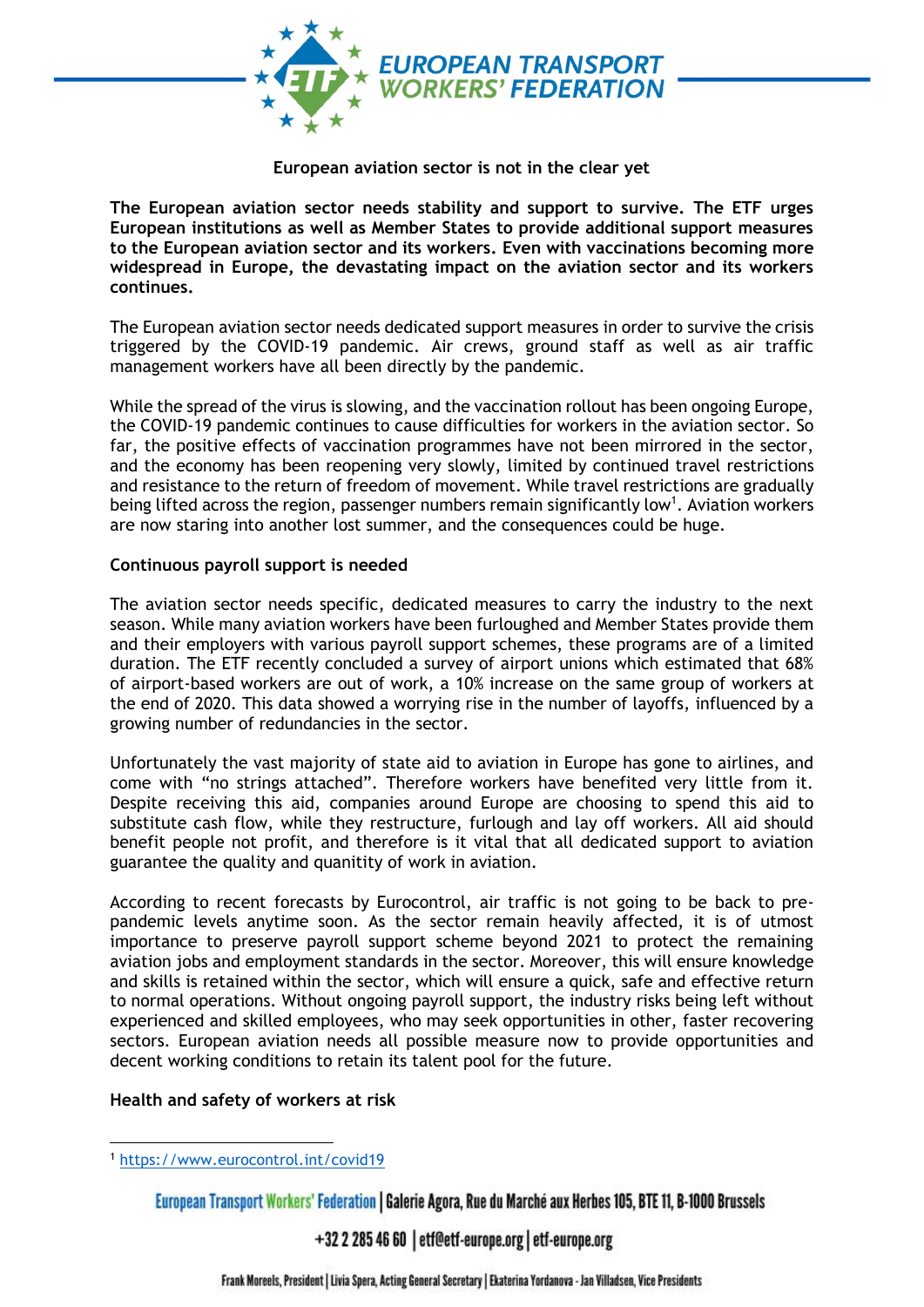## European aviation sector is not in the clear yet

**The European aviation sector needs stability and support to survive. The ETF urges European institutions as well as Member States to provide additional support measures to the European aviation sector and its workers. Even with vaccinations becoming more widespread in Europe, the devastating impact on the aviation sector and its workers continues.**

The European aviation sector needs dedicated support measures in order to survive the crisis triggered by the COVID-19 pandemic. Air crews, ground staff as well as air traffic management workers have all been directly by the pandemic.

While the spread of the virus is slowing, and the vaccination rollout has been ongoing Europe, the COVID-19 pandemic continues to cause difficulties for workers in the aviation sector. So far, the positive effects of vaccination programmes have not been mirrored in the sector, and the economy has been reopening very slowly, limited by continued travel restrictions and resistance to the return of freedom of movement. While travel restrictions are gradually being lifted across the region, passenger numbers remain significantly low[1]. Aviation workers are now staring into another lost summer, and the consequences could be huge.

### Continuous payroll support is needed

The aviation sector needs specific, dedicated measures to carry the industry to the next season. While many aviation workers have been furloughed and Member States provide them and their employers with various payroll support schemes, these programs are of a limited duration. The ETF recently concluded a survey of airport unions which estimated that 68% of airport-based workers are out of work, a 10% increase on the same group of workers at the end of 2020. This data showed a worrying rise in the number of layoffs, influenced by a growing number of redundancies in the sector.

Unfortunately the vast majority of state aid to aviation in Europe has gone to airlines, and come with "no strings attached". Therefore workers have benefited very little from it. Despite receiving this aid, companies around Europe are choosing to spend this aid to substitute cash flow, while they restructure, furlough and lay off workers. All aid should benefit people not profit, and therefore is it vital that all dedicated support to aviation guarantee the quality and quanitity of work in aviation.

According to recent forecasts by Eurocontrol, air traffic is not going to be back to pre-pandemic levels anytime soon. As the sector remain heavily affected, it is of utmost importance to preserve payroll support scheme beyond 2021 to protect the remaining aviation jobs and employment standards in the sector. Moreover, this will ensure knowledge and skills is retained within the sector, which will ensure a quick, safe and effective return to normal operations. Without ongoing payroll support, the industry risks being left without experienced and skilled employees, who may seek opportunities in other, faster recovering sectors. European aviation needs all possible measure now to provide opportunities and decent working conditions to retain its talent pool for the future.

### Health and safety of workers at risk

[1] https://www.eurocontrol.int/covid19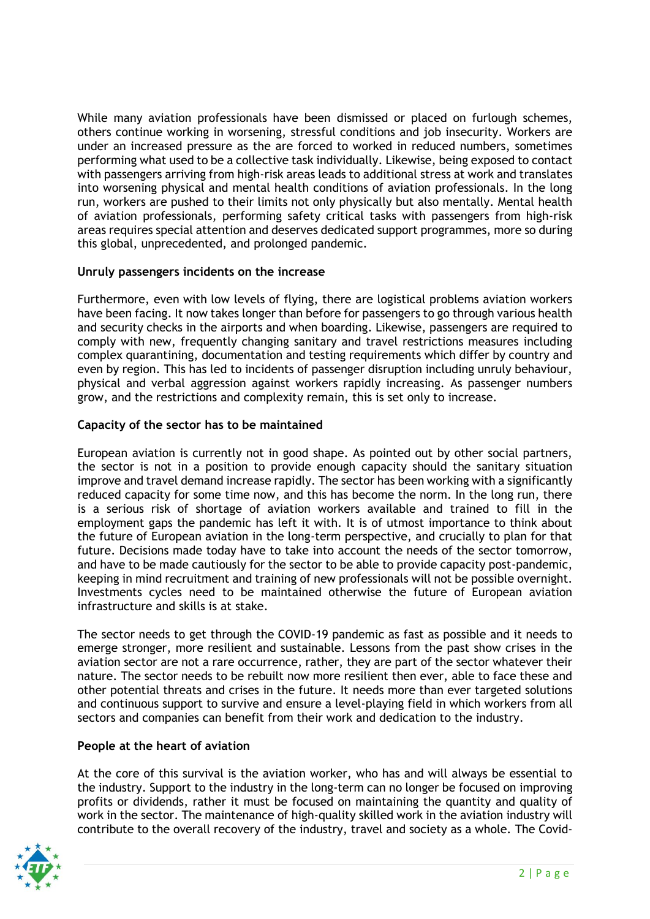While many aviation professionals have been dismissed or placed on furlough schemes, others continue working in worsening, stressful conditions and job insecurity. Workers are under an increased pressure as the are forced to worked in reduced numbers, sometimes performing what used to be a collective task individually. Likewise, being exposed to contact with passengers arriving from high-risk areas leads to additional stress at work and translates into worsening physical and mental health conditions of aviation professionals. In the long run, workers are pushed to their limits not only physically but also mentally. Mental health of aviation professionals, performing safety critical tasks with passengers from high-risk areas requires special attention and deserves dedicated support programmes, more so during this global, unprecedented, and prolonged pandemic.

**Unruly passengers incidents on the increase**

Furthermore, even with low levels of flying, there are logistical problems aviation workers have been facing. It now takes longer than before for passengers to go through various health and security checks in the airports and when boarding. Likewise, passengers are required to comply with new, frequently changing sanitary and travel restrictions measures including complex quarantining, documentation and testing requirements which differ by country and even by region. This has led to incidents of passenger disruption including unruly behaviour, physical and verbal aggression against workers rapidly increasing. As passenger numbers grow, and the restrictions and complexity remain, this is set only to increase.

**Capacity of the sector has to be maintained**

European aviation is currently not in good shape. As pointed out by other social partners, the sector is not in a position to provide enough capacity should the sanitary situation improve and travel demand increase rapidly. The sector has been working with a significantly reduced capacity for some time now, and this has become the norm. In the long run, there is a serious risk of shortage of aviation workers available and trained to fill in the employment gaps the pandemic has left it with. It is of utmost importance to think about the future of European aviation in the long-term perspective, and crucially to plan for that future. Decisions made today have to take into account the needs of the sector tomorrow, and have to be made cautiously for the sector to be able to provide capacity post-pandemic, keeping in mind recruitment and training of new professionals will not be possible overnight. Investments cycles need to be maintained otherwise the future of European aviation infrastructure and skills is at stake.

The sector needs to get through the COVID-19 pandemic as fast as possible and it needs to emerge stronger, more resilient and sustainable. Lessons from the past show crises in the aviation sector are not a rare occurrence, rather, they are part of the sector whatever their nature. The sector needs to be rebuilt now more resilient then ever, able to face these and other potential threats and crises in the future. It needs more than ever targeted solutions and continuous support to survive and ensure a level-playing field in which workers from all sectors and companies can benefit from their work and dedication to the industry.

**People at the heart of aviation**

At the core of this survival is the aviation worker, who has and will always be essential to the industry. Support to the industry in the long-term can no longer be focused on improving profits or dividends, rather it must be focused on maintaining the quantity and quality of work in the sector. The maintenance of high-quality skilled work in the aviation industry will contribute to the overall recovery of the industry, travel and society as a whole. The Covid-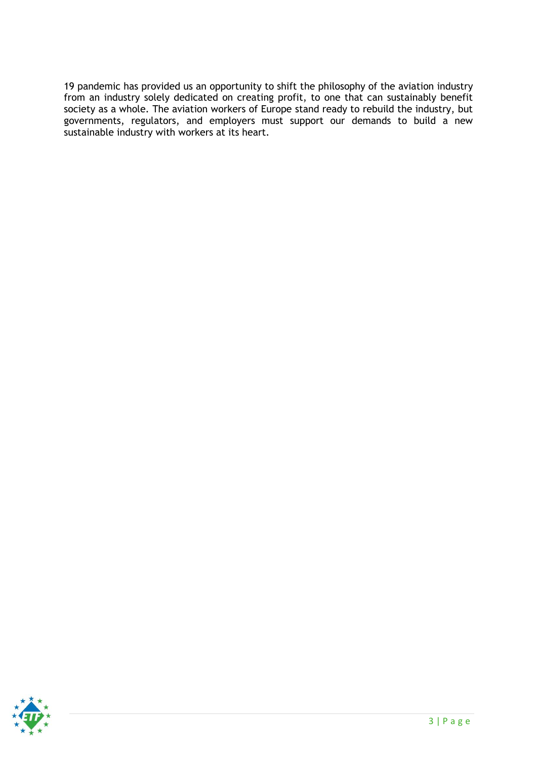19 pandemic has provided us an opportunity to shift the philosophy of the aviation industry from an industry solely dedicated on creating profit, to one that can sustainably benefit society as a whole. The aviation workers of Europe stand ready to rebuild the industry, but governments, regulators, and employers must support our demands to build a new sustainable industry with workers at its heart.